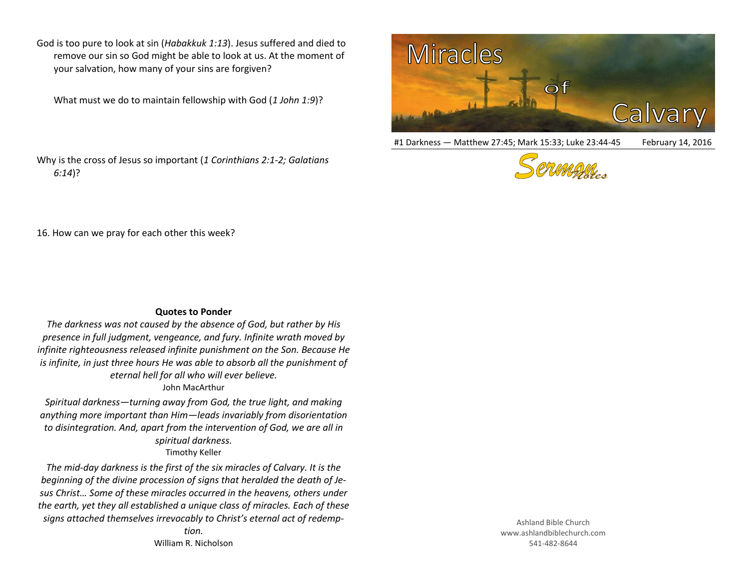God is too pure to look at sin (*Habakkuk 1:13*). Jesus suffered and died to remove our sin so God might be able to look at us. At the moment of your salvation, how many of your sins are forgiven?

What must we do to maintain fellowship with God (*1 John 1:9*)?

Why is the cross of Jesus so important (*1 Corinthians 2:1-2; Galatians 6:14*)?

16. How can we pray for each other this week?

**Quotes to Ponder**

*The darkness was not caused by the absence of God, but rather by His presence in full judgment, vengeance, and fury. Infinite wrath moved by infinite righteousness released infinite punishment on the Son. Because He is infinite, in just three hours He was able to absorb all the punishment of eternal hell for all who will ever believe.*
John MacArthur

*Spiritual darkness—turning away from God, the true light, and making anything more important than Him—leads invariably from disorientation to disintegration. And, apart from the intervention of God, we are all in spiritual darkness.*
Timothy Keller

*The mid-day darkness is the first of the six miracles of Calvary. It is the beginning of the divine procession of signs that heralded the death of Jesus Christ… Some of these miracles occurred in the heavens, others under the earth, yet they all established a unique class of miracles. Each of these signs attached themselves irrevocably to Christ's eternal act of redemption.*
William R. Nicholson

# Miracles of Calvary

#1 Darkness — Matthew 27:45; Mark 15:33; Luke 23:44-45 February 14, 2016

Sermon Notes

Ashland Bible Church
www.ashlandbiblechurch.com
541-482-8644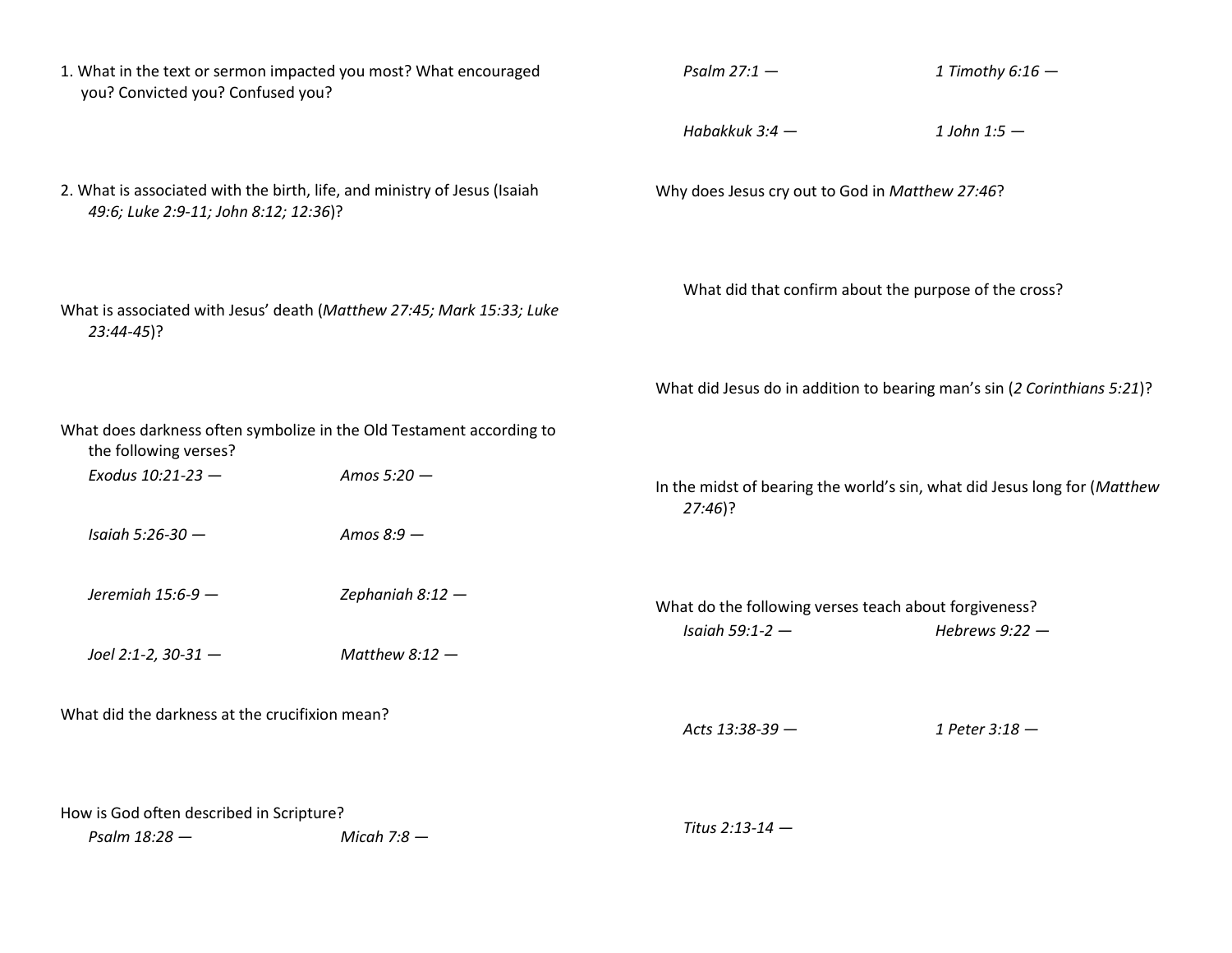1. What in the text or sermon impacted you most? What encouraged you? Convicted you? Confused you?

2. What is associated with the birth, life, and ministry of Jesus (Isaiah *49:6; Luke 2:9-11; John 8:12; 12:36*)?

What is associated with Jesus' death (*Matthew 27:45; Mark 15:33; Luke 23:44-45*)?

What does darkness often symbolize in the Old Testament according to the following verses?

*Exodus 10:21-23 —*

*Isaiah 5:26-30 —*

*Jeremiah 15:6-9 —*

*Joel 2:1-2, 30-31 —*

*Amos 5:20 —*

*Amos 8:9 —*

*Zephaniah 8:12 —*

*Matthew 8:12 —*

What did the darkness at the crucifixion mean?

How is God often described in Scripture?

*Psalm 18:28 —*

*Micah 7:8 —*

*Psalm 27:1 —*

*Habakkuk 3:4 —*

*1 Timothy 6:16 —*

*1 John 1:5 —*

Why does Jesus cry out to God in *Matthew 27:46*?

What did that confirm about the purpose of the cross?

What did Jesus do in addition to bearing man's sin (*2 Corinthians 5:21*)?

In the midst of bearing the world's sin, what did Jesus long for (*Matthew 27:46*)?

What do the following verses teach about forgiveness?

*Isaiah 59:1-2 —*

*Acts 13:38-39 —*

*Titus 2:13-14 —*

*Hebrews 9:22 —*

*1 Peter 3:18 —*